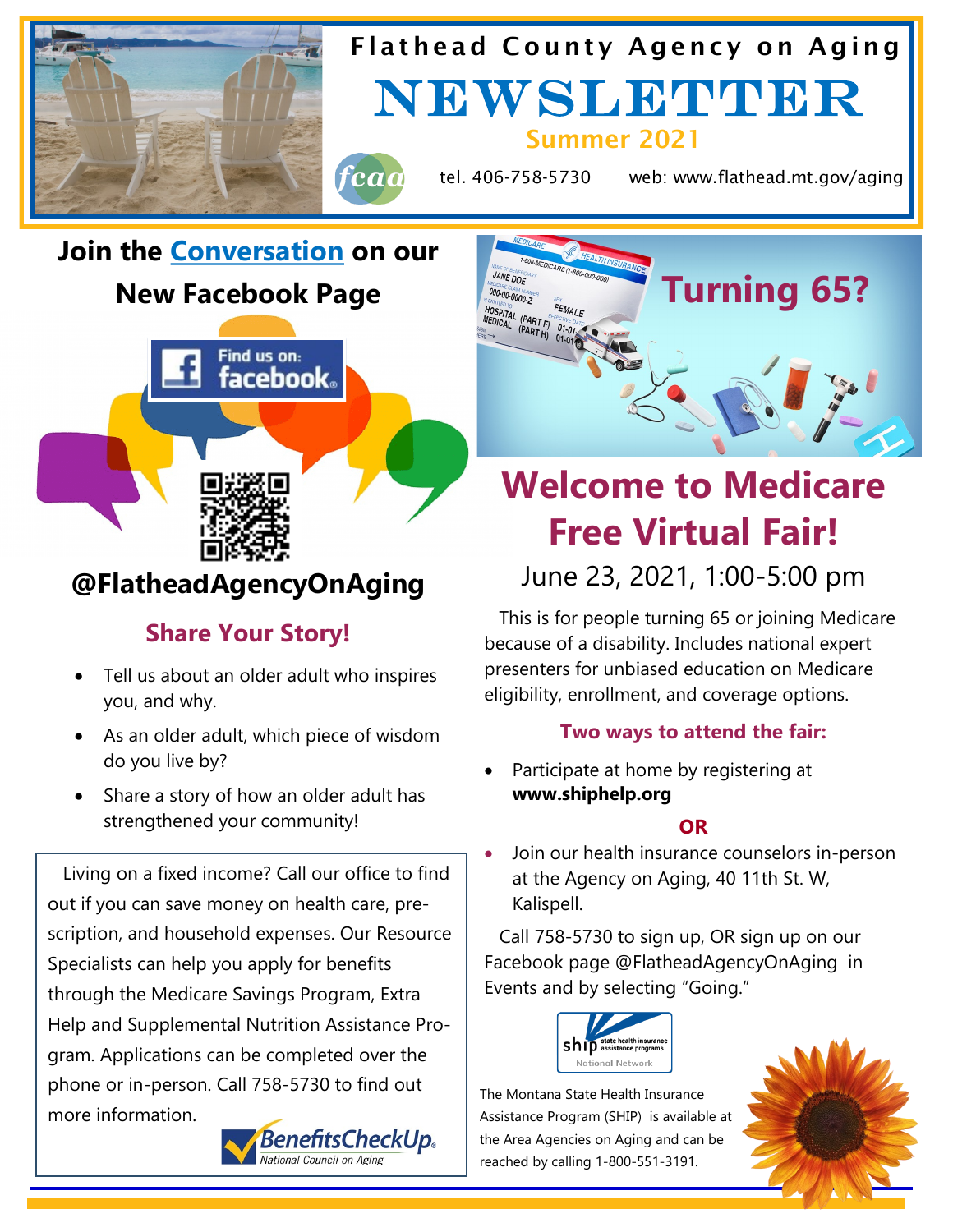# Flathead County Agency on Aging

# NEWSLETTER

## Summer 2021

tel. 406-758-5730 web: www.flathead.mt.gov/aging

## Join the Conversation on our New Facebook Page

Find us on: facebook

**@FlatheadAgencyOnAging**

### Share Your Story!

- Tell us about an older adult who inspires you, and why.
- As an older adult, which piece of wisdom do you live by?
- Share a story of how an older adult has strengthened your community!

Living on a fixed income? Call our office to find out if you can save money on health care, prescription, and household expenses. Our Resource Specialists can help you apply for benefits through the Medicare Savings Program, Extra Help and Supplemental Nutrition Assistance Program. Applications can be completed over the phone or in-person. Call 758-5730 to find out more information.

BenefitsCheckUp. National Council on Aging

## Turning 65?

## Welcome to Medicare Free Virtual Fair!

June 23, 2021, 1:00-5:00 pm

This is for people turning 65 or joining Medicare because of a disability. Includes national expert presenters for unbiased education on Medicare eligibility, enrollment, and coverage options.

### Two ways to attend the fair:

- Participate at home by registering at **www.shiphelp.org**

**OR**

- Join our health insurance counselors in-person at the Agency on Aging, 40 11th St. W, Kalispell.

Call 758-5730 to sign up, OR sign up on our Facebook page @FlatheadAgencyOnAging in Events and by selecting "Going."

ship state health insurance assistance programs National Network

The Montana State Health Insurance Assistance Program (SHIP) is available at the Area Agencies on Aging and can be reached by calling 1-800-551-3191.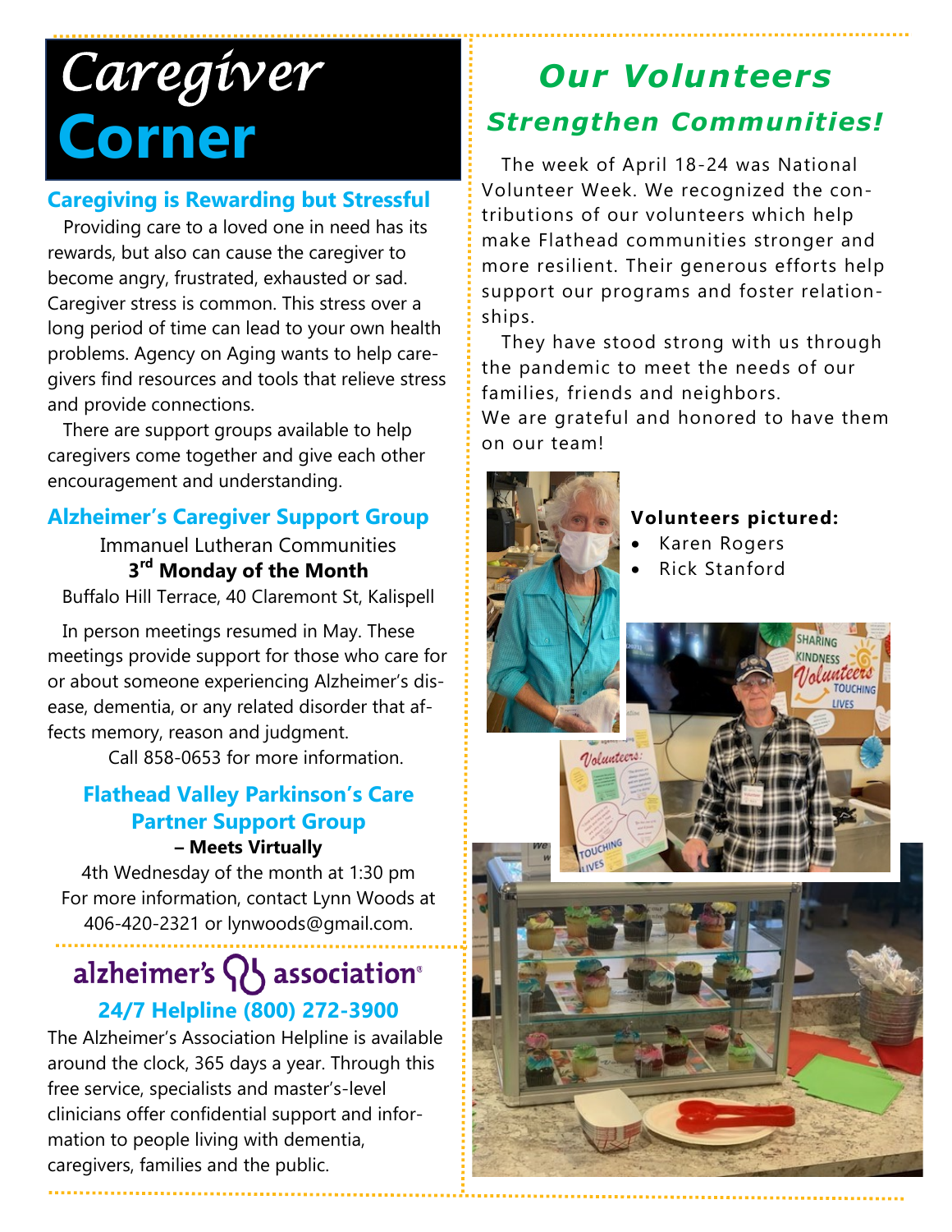# Caregiver Corner

## Caregiving is Rewarding but Stressful

Providing care to a loved one in need has its rewards, but also can cause the caregiver to become angry, frustrated, exhausted or sad. Caregiver stress is common. This stress over a long period of time can lead to your own health problems. Agency on Aging wants to help caregivers find resources and tools that relieve stress and provide connections.

There are support groups available to help caregivers come together and give each other encouragement and understanding.

## Alzheimer's Caregiver Support Group

Immanuel Lutheran Communities

**3rd Monday of the Month**

Buffalo Hill Terrace, 40 Claremont St, Kalispell

In person meetings resumed in May. These meetings provide support for those who care for or about someone experiencing Alzheimer's disease, dementia, or any related disorder that affects memory, reason and judgment.

Call 858-0653 for more information.

## Flathead Valley Parkinson's Care Partner Support Group

**– Meets Virtually**

4th Wednesday of the month at 1:30 pm

For more information, contact Lynn Woods at 406-420-2321 or lynwoods@gmail.com.

## alzheimer's association

## 24/7 Helpline (800) 272-3900

The Alzheimer's Association Helpline is available around the clock, 365 days a year. Through this free service, specialists and master's-level clinicians offer confidential support and information to people living with dementia, caregivers, families and the public.

# *Our Volunteers*

## *Strengthen Communities!*

The week of April 18-24 was National Volunteer Week. We recognized the contributions of our volunteers which help make Flathead communities stronger and more resilient. Their generous efforts help support our programs and foster relationships.

They have stood strong with us through the pandemic to meet the needs of our families, friends and neighbors.

We are grateful and honored to have them on our team!

**Volunteers pictured:**

- Karen Rogers
- Rick Stanford